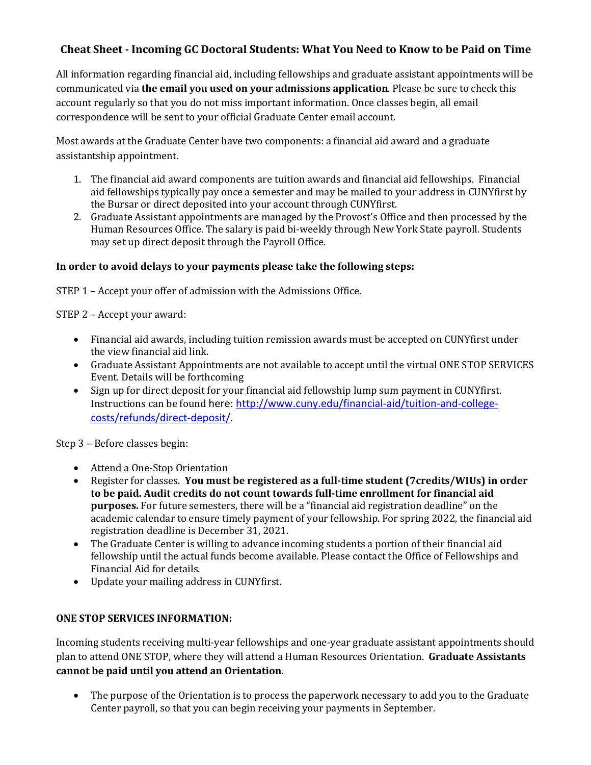# Cheat Sheet - Incoming GC Doctoral Students: What You Need to Know to be Paid on Time

All information regarding financial aid, including fellowships and graduate assistant appointments will be communicated via **the email you used on your admissions application**. Please be sure to check this account regularly so that you do not miss important information. Once classes begin, all email correspondence will be sent to your official Graduate Center email account.

Most awards at the Graduate Center have two components: a financial aid award and a graduate assistantship appointment.

1. The financial aid award components are tuition awards and financial aid fellowships. Financial aid fellowships typically pay once a semester and may be mailed to your address in CUNYfirst by the Bursar or direct deposited into your account through CUNYfirst.
2. Graduate Assistant appointments are managed by the Provost's Office and then processed by the Human Resources Office. The salary is paid bi-weekly through New York State payroll. Students may set up direct deposit through the Payroll Office.

**In order to avoid delays to your payments please take the following steps:**

STEP 1 – Accept your offer of admission with the Admissions Office.

STEP 2 – Accept your award:

- Financial aid awards, including tuition remission awards must be accepted on CUNYfirst under the view financial aid link.
- Graduate Assistant Appointments are not available to accept until the virtual ONE STOP SERVICES Event. Details will be forthcoming
- Sign up for direct deposit for your financial aid fellowship lump sum payment in CUNYfirst. Instructions can be found here: http://www.cuny.edu/financial-aid/tuition-and-college-costs/refunds/direct-deposit/.

Step 3 – Before classes begin:

- Attend a One-Stop Orientation
- Register for classes. **You must be registered as a full-time student (7credits/WIUs) in order to be paid. Audit credits do not count towards full-time enrollment for financial aid purposes.** For future semesters, there will be a "financial aid registration deadline" on the academic calendar to ensure timely payment of your fellowship. For spring 2022, the financial aid registration deadline is December 31, 2021.
- The Graduate Center is willing to advance incoming students a portion of their financial aid fellowship until the actual funds become available. Please contact the Office of Fellowships and Financial Aid for details.
- Update your mailing address in CUNYfirst.

**ONE STOP SERVICES INFORMATION:**

Incoming students receiving multi-year fellowships and one-year graduate assistant appointments should plan to attend ONE STOP, where they will attend a Human Resources Orientation. **Graduate Assistants cannot be paid until you attend an Orientation.**

- The purpose of the Orientation is to process the paperwork necessary to add you to the Graduate Center payroll, so that you can begin receiving your payments in September.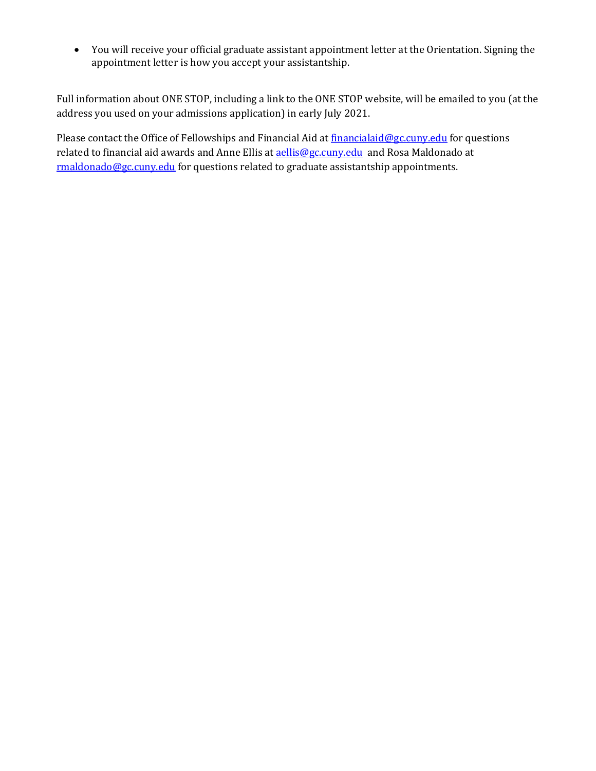- You will receive your official graduate assistant appointment letter at the Orientation. Signing the appointment letter is how you accept your assistantship.

Full information about ONE STOP, including a link to the ONE STOP website, will be emailed to you (at the address you used on your admissions application) in early July 2021.

Please contact the Office of Fellowships and Financial Aid at financialaid@gc.cuny.edu for questions related to financial aid awards and Anne Ellis at aellis@gc.cuny.edu and Rosa Maldonado at rmaldonado@gc.cuny.edu for questions related to graduate assistantship appointments.